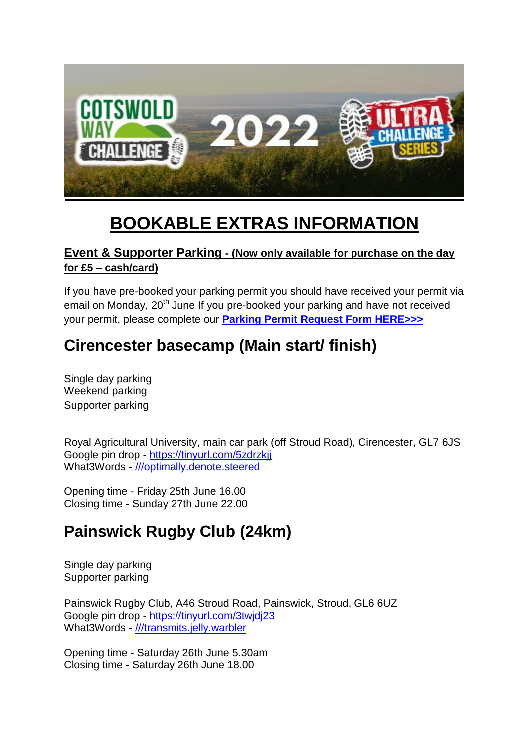# BOOKABLE EXTRAS INFORMATION

**Event & Supporter Parking - (Now only available for purchase on the day for £5 – cash/card)**

If you have pre-booked your parking permit you should have received your permit via email on Monday, 20th June If you pre-booked your parking and have not received your permit, please complete our **Parking Permit Request Form HERE>>>**

## Cirencester basecamp (Main start/ finish)

Single day parking
Weekend parking
Supporter parking

Royal Agricultural University, main car park (off Stroud Road), Cirencester, GL7 6JS
Google pin drop - https://tinyurl.com/5zdrzkjj
What3Words - ///optimally.denote.steered

Opening time - Friday 25th June 16.00
Closing time - Sunday 27th June 22.00

## Painswick Rugby Club (24km)

Single day parking
Supporter parking

Painswick Rugby Club, A46 Stroud Road, Painswick, Stroud, GL6 6UZ
Google pin drop - https://tinyurl.com/3twjdj23
What3Words - ///transmits.jelly.warbler

Opening time - Saturday 26th June 5.30am
Closing time - Saturday 26th June 18.00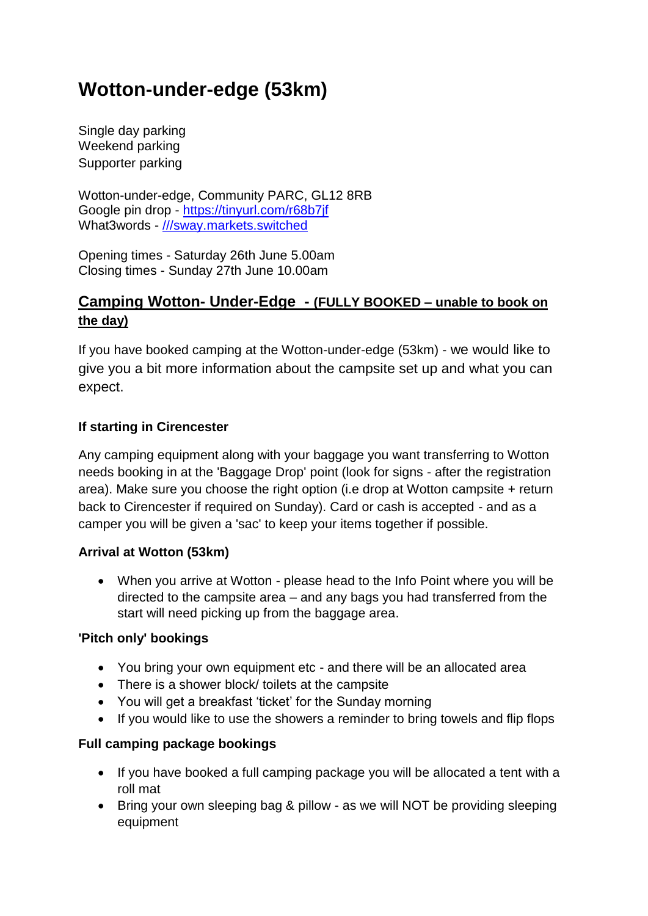# Wotton-under-edge (53km)

Single day parking
Weekend parking
Supporter parking

Wotton-under-edge, Community PARC, GL12 8RB
Google pin drop - [https://tinyurl.com/r68b7jf](https://tinyurl.com/r68b7jf)
What3words - [///sway.markets.switched](///sway.markets.switched)

Opening times - Saturday 26th June 5.00am
Closing times - Sunday 27th June 10.00am

## Camping Wotton- Under-Edge - (FULLY BOOKED – unable to book on the day)

If you have booked camping at the Wotton-under-edge (53km) - we would like to give you a bit more information about the campsite set up and what you can expect.

**If starting in Cirencester**

Any camping equipment along with your baggage you want transferring to Wotton needs booking in at the 'Baggage Drop' point (look for signs - after the registration area). Make sure you choose the right option (i.e drop at Wotton campsite + return back to Cirencester if required on Sunday). Card or cash is accepted - and as a camper you will be given a 'sac' to keep your items together if possible.

**Arrival at Wotton (53km)**

- When you arrive at Wotton - please head to the Info Point where you will be directed to the campsite area – and any bags you had transferred from the start will need picking up from the baggage area.

**'Pitch only' bookings**

- You bring your own equipment etc - and there will be an allocated area
- There is a shower block/ toilets at the campsite
- You will get a breakfast 'ticket' for the Sunday morning
- If you would like to use the showers a reminder to bring towels and flip flops

**Full camping package bookings**

- If you have booked a full camping package you will be allocated a tent with a roll mat
- Bring your own sleeping bag & pillow - as we will NOT be providing sleeping equipment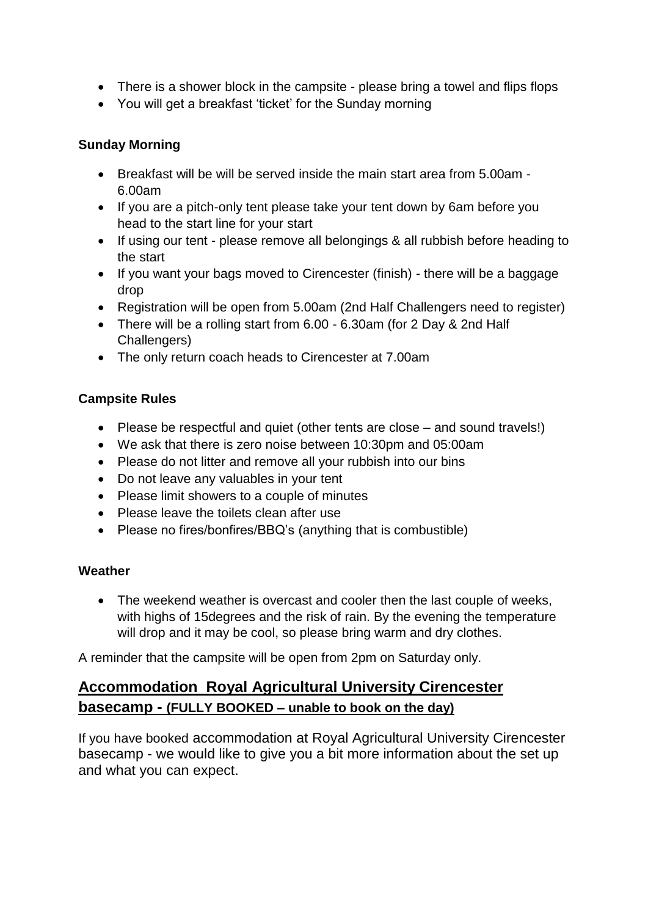- There is a shower block in the campsite - please bring a towel and flips flops
- You will get a breakfast 'ticket' for the Sunday morning

**Sunday Morning**

- Breakfast will be will be served inside the main start area from 5.00am - 6.00am
- If you are a pitch-only tent please take your tent down by 6am before you head to the start line for your start
- If using our tent - please remove all belongings & all rubbish before heading to the start
- If you want your bags moved to Cirencester (finish) - there will be a baggage drop
- Registration will be open from 5.00am (2nd Half Challengers need to register)
- There will be a rolling start from 6.00 - 6.30am (for 2 Day & 2nd Half Challengers)
- The only return coach heads to Cirencester at 7.00am

**Campsite Rules**

- Please be respectful and quiet (other tents are close – and sound travels!)
- We ask that there is zero noise between 10:30pm and 05:00am
- Please do not litter and remove all your rubbish into our bins
- Do not leave any valuables in your tent
- Please limit showers to a couple of minutes
- Please leave the toilets clean after use
- Please no fires/bonfires/BBQ's (anything that is combustible)

**Weather**

- The weekend weather is overcast and cooler then the last couple of weeks, with highs of 15degrees and the risk of rain. By the evening the temperature will drop and it may be cool, so please bring warm and dry clothes.

A reminder that the campsite will be open from 2pm on Saturday only.

## Accommodation Royal Agricultural University Cirencester basecamp - (FULLY BOOKED – unable to book on the day)

If you have booked accommodation at Royal Agricultural University Cirencester basecamp - we would like to give you a bit more information about the set up and what you can expect.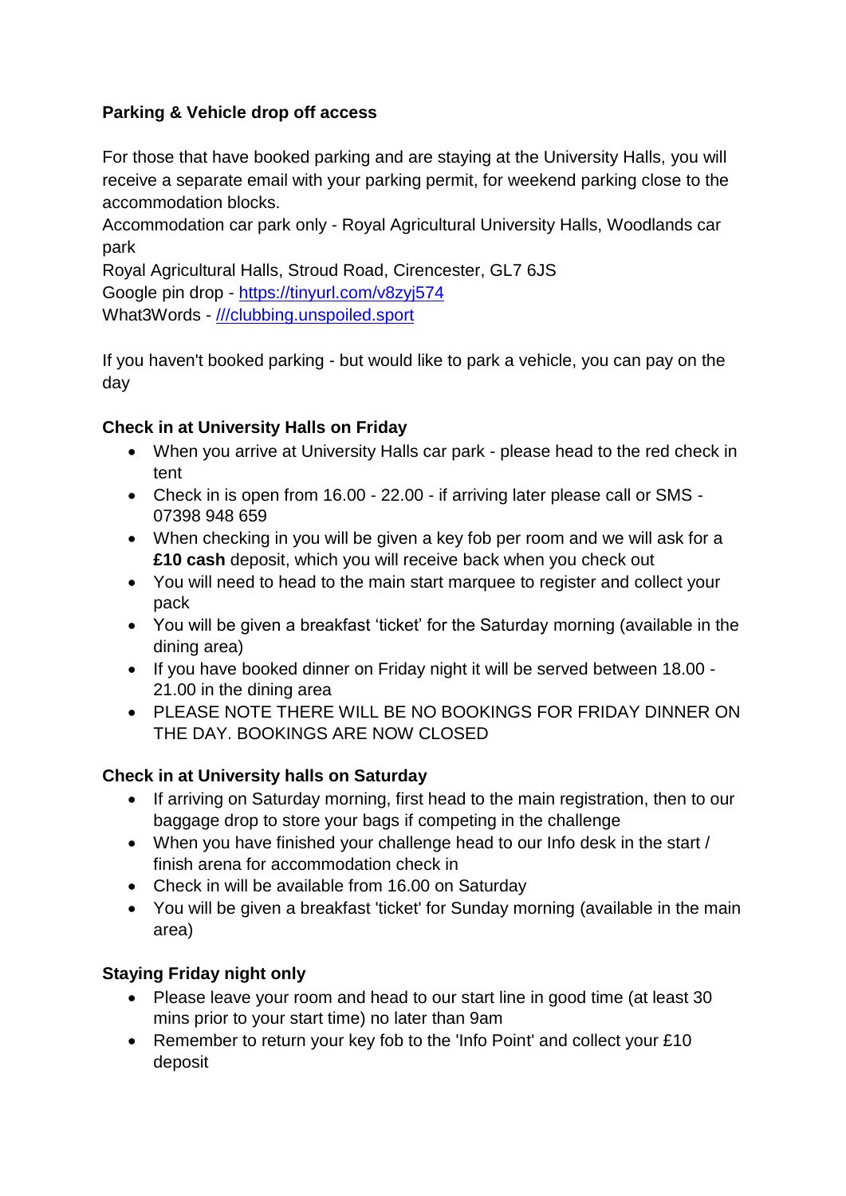**Parking & Vehicle drop off access**

For those that have booked parking and are staying at the University Halls, you will receive a separate email with your parking permit, for weekend parking close to the accommodation blocks.
Accommodation car park only - Royal Agricultural University Halls, Woodlands car park
Royal Agricultural Halls, Stroud Road, Cirencester, GL7 6JS
Google pin drop - [https://tinyurl.com/v8zyj574](https://tinyurl.com/v8zyj574)
What3Words - [///clubbing.unspoiled.sport](///clubbing.unspoiled.sport)

If you haven't booked parking - but would like to park a vehicle, you can pay on the day

**Check in at University Halls on Friday**

- When you arrive at University Halls car park - please head to the red check in tent
- Check in is open from 16.00 - 22.00 - if arriving later please call or SMS - 07398 948 659
- When checking in you will be given a key fob per room and we will ask for a **£10 cash** deposit, which you will receive back when you check out
- You will need to head to the main start marquee to register and collect your pack
- You will be given a breakfast 'ticket' for the Saturday morning (available in the dining area)
- If you have booked dinner on Friday night it will be served between 18.00 - 21.00 in the dining area
- PLEASE NOTE THERE WILL BE NO BOOKINGS FOR FRIDAY DINNER ON THE DAY. BOOKINGS ARE NOW CLOSED

**Check in at University halls on Saturday**

- If arriving on Saturday morning, first head to the main registration, then to our baggage drop to store your bags if competing in the challenge
- When you have finished your challenge head to our Info desk in the start / finish arena for accommodation check in
- Check in will be available from 16.00 on Saturday
- You will be given a breakfast 'ticket' for Sunday morning (available in the main area)

**Staying Friday night only**

- Please leave your room and head to our start line in good time (at least 30 mins prior to your start time) no later than 9am
- Remember to return your key fob to the 'Info Point' and collect your £10 deposit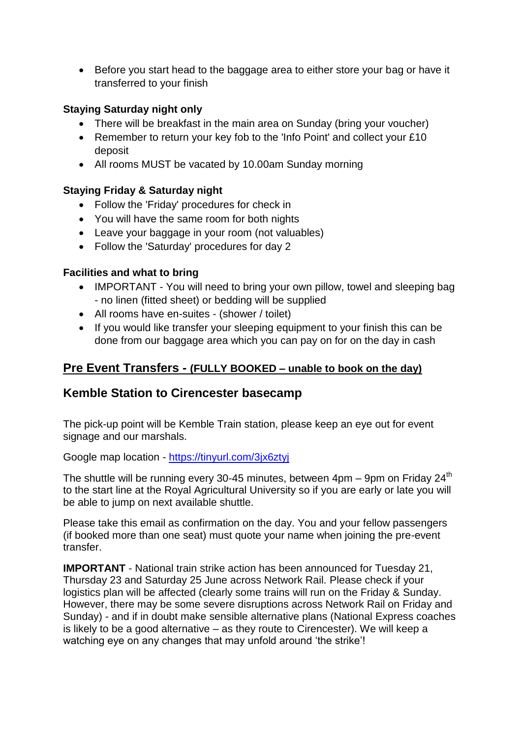- Before you start head to the baggage area to either store your bag or have it transferred to your finish

**Staying Saturday night only**

- There will be breakfast in the main area on Sunday (bring your voucher)
- Remember to return your key fob to the 'Info Point' and collect your £10 deposit
- All rooms MUST be vacated by 10.00am Sunday morning

**Staying Friday & Saturday night**

- Follow the 'Friday' procedures for check in
- You will have the same room for both nights
- Leave your baggage in your room (not valuables)
- Follow the 'Saturday' procedures for day 2

**Facilities and what to bring**

- IMPORTANT - You will need to bring your own pillow, towel and sleeping bag - no linen (fitted sheet) or bedding will be supplied
- All rooms have en-suites - (shower / toilet)
- If you would like transfer your sleeping equipment to your finish this can be done from our baggage area which you can pay on for on the day in cash

## Pre Event Transfers - (FULLY BOOKED – unable to book on the day)

## Kemble Station to Cirencester basecamp

The pick-up point will be Kemble Train station, please keep an eye out for event signage and our marshals.

Google map location - https://tinyurl.com/3jx6ztyj

The shuttle will be running every 30-45 minutes, between 4pm – 9pm on Friday 24th to the start line at the Royal Agricultural University so if you are early or late you will be able to jump on next available shuttle.

Please take this email as confirmation on the day. You and your fellow passengers (if booked more than one seat) must quote your name when joining the pre-event transfer.

**IMPORTANT** - National train strike action has been announced for Tuesday 21, Thursday 23 and Saturday 25 June across Network Rail. Please check if your logistics plan will be affected (clearly some trains will run on the Friday & Sunday. However, there may be some severe disruptions across Network Rail on Friday and Sunday) - and if in doubt make sensible alternative plans (National Express coaches is likely to be a good alternative – as they route to Cirencester). We will keep a watching eye on any changes that may unfold around 'the strike'!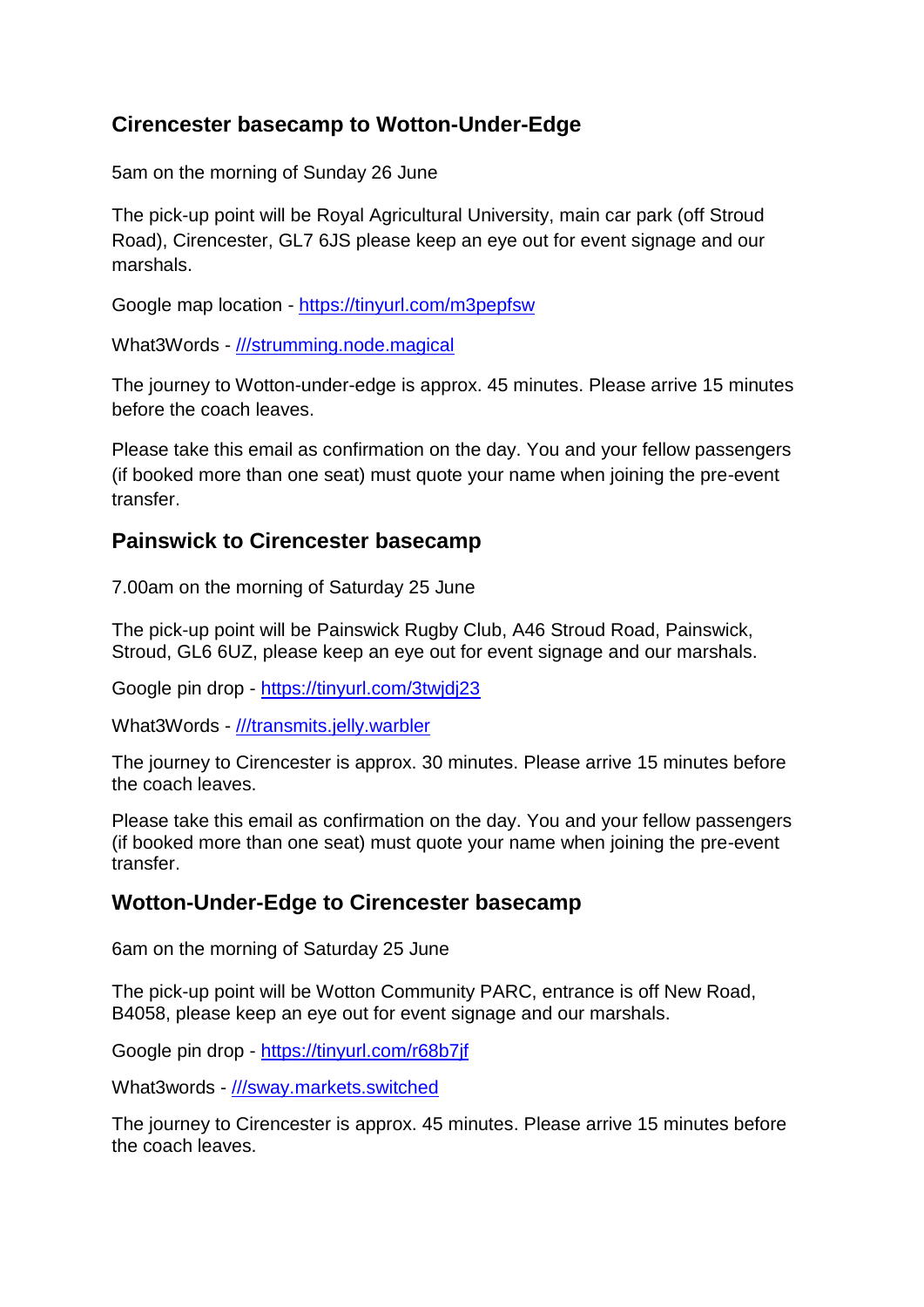## Cirencester basecamp to Wotton-Under-Edge

5am on the morning of Sunday 26 June

The pick-up point will be Royal Agricultural University, main car park (off Stroud Road), Cirencester, GL7 6JS please keep an eye out for event signage and our marshals.

Google map location - [https://tinyurl.com/m3pepfsw](https://tinyurl.com/m3pepfsw)

What3Words - [///strumming.node.magical](///strumming.node.magical)

The journey to Wotton-under-edge is approx. 45 minutes. Please arrive 15 minutes before the coach leaves.

Please take this email as confirmation on the day. You and your fellow passengers (if booked more than one seat) must quote your name when joining the pre-event transfer.

## Painswick to Cirencester basecamp

7.00am on the morning of Saturday 25 June

The pick-up point will be Painswick Rugby Club, A46 Stroud Road, Painswick, Stroud, GL6 6UZ, please keep an eye out for event signage and our marshals.

Google pin drop - [https://tinyurl.com/3twjdj23](https://tinyurl.com/3twjdj23)

What3Words - [///transmits.jelly.warbler](///transmits.jelly.warbler)

The journey to Cirencester is approx. 30 minutes. Please arrive 15 minutes before the coach leaves.

Please take this email as confirmation on the day. You and your fellow passengers (if booked more than one seat) must quote your name when joining the pre-event transfer.

## Wotton-Under-Edge to Cirencester basecamp

6am on the morning of Saturday 25 June

The pick-up point will be Wotton Community PARC, entrance is off New Road, B4058, please keep an eye out for event signage and our marshals.

Google pin drop - [https://tinyurl.com/r68b7jf](https://tinyurl.com/r68b7jf)

What3words - [///sway.markets.switched](///sway.markets.switched)

The journey to Cirencester is approx. 45 minutes. Please arrive 15 minutes before the coach leaves.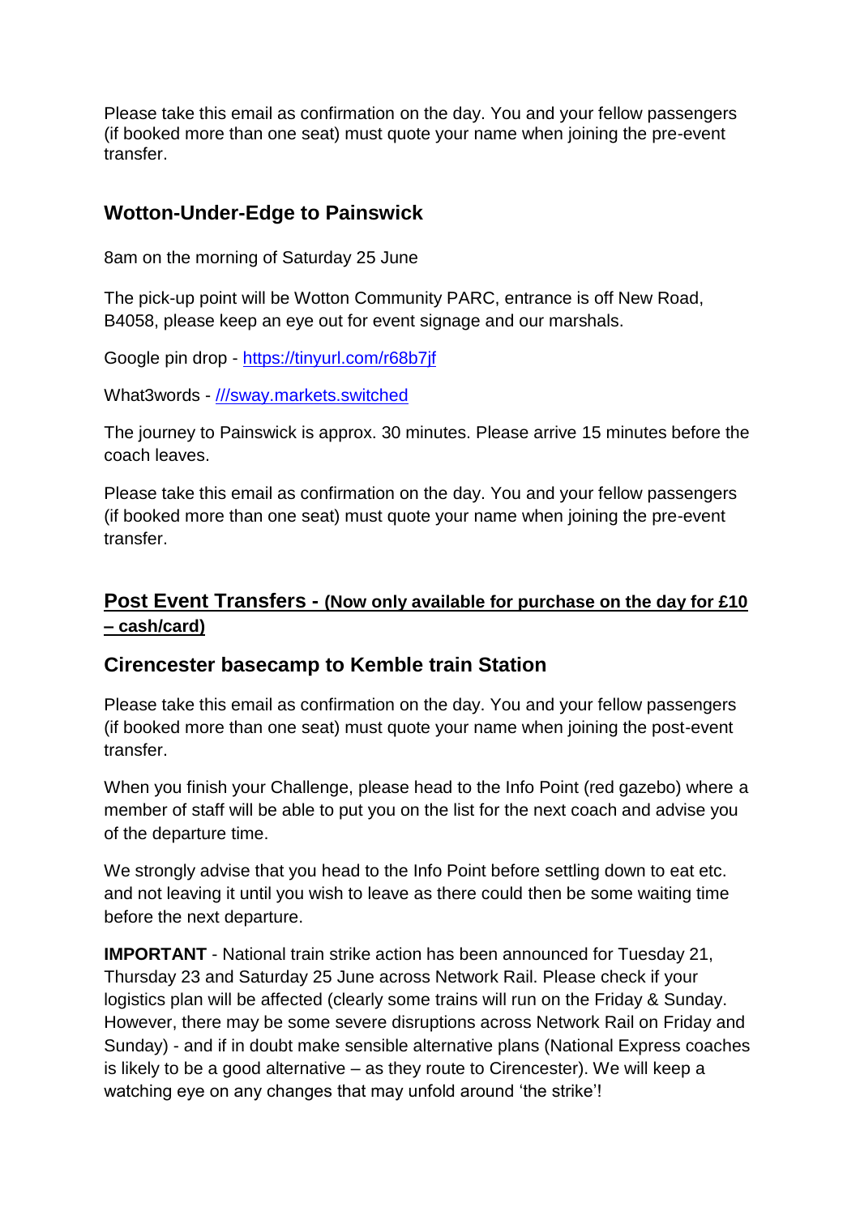Please take this email as confirmation on the day. You and your fellow passengers (if booked more than one seat) must quote your name when joining the pre-event transfer.

### Wotton-Under-Edge to Painswick

8am on the morning of Saturday 25 June

The pick-up point will be Wotton Community PARC, entrance is off New Road, B4058, please keep an eye out for event signage and our marshals.

Google pin drop - [https://tinyurl.com/r68b7jf](https://tinyurl.com/r68b7jf)

What3words - ///sway.markets.switched

The journey to Painswick is approx. 30 minutes. Please arrive 15 minutes before the coach leaves.

Please take this email as confirmation on the day. You and your fellow passengers (if booked more than one seat) must quote your name when joining the pre-event transfer.

## Post Event Transfers - (Now only available for purchase on the day for £10 – cash/card)

### Cirencester basecamp to Kemble train Station

Please take this email as confirmation on the day. You and your fellow passengers (if booked more than one seat) must quote your name when joining the post-event transfer.

When you finish your Challenge, please head to the Info Point (red gazebo) where a member of staff will be able to put you on the list for the next coach and advise you of the departure time.

We strongly advise that you head to the Info Point before settling down to eat etc. and not leaving it until you wish to leave as there could then be some waiting time before the next departure.

**IMPORTANT** - National train strike action has been announced for Tuesday 21, Thursday 23 and Saturday 25 June across Network Rail. Please check if your logistics plan will be affected (clearly some trains will run on the Friday & Sunday. However, there may be some severe disruptions across Network Rail on Friday and Sunday) - and if in doubt make sensible alternative plans (National Express coaches is likely to be a good alternative – as they route to Cirencester). We will keep a watching eye on any changes that may unfold around 'the strike'!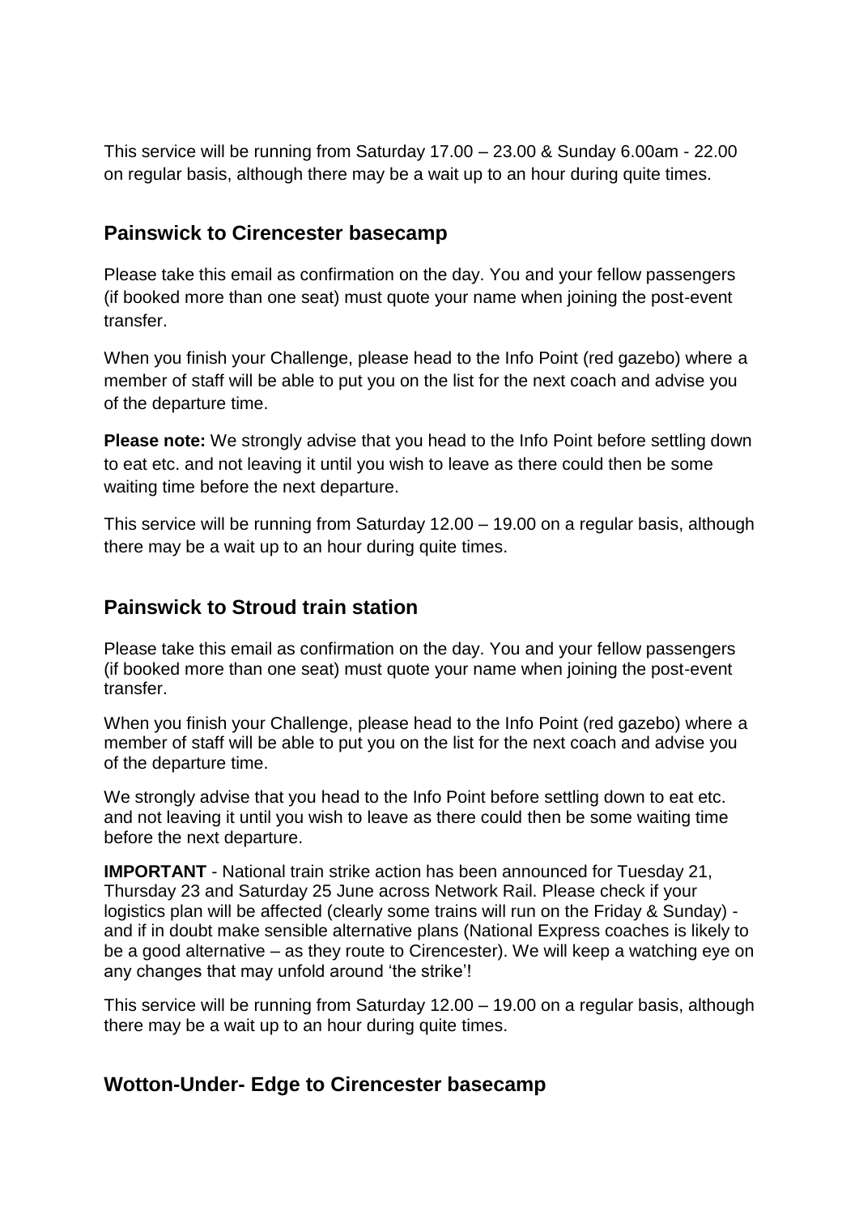This service will be running from Saturday 17.00 – 23.00 & Sunday 6.00am - 22.00 on regular basis, although there may be a wait up to an hour during quite times.

## Painswick to Cirencester basecamp

Please take this email as confirmation on the day. You and your fellow passengers (if booked more than one seat) must quote your name when joining the post-event transfer.

When you finish your Challenge, please head to the Info Point (red gazebo) where a member of staff will be able to put you on the list for the next coach and advise you of the departure time.

**Please note:** We strongly advise that you head to the Info Point before settling down to eat etc. and not leaving it until you wish to leave as there could then be some waiting time before the next departure.

This service will be running from Saturday 12.00 – 19.00 on a regular basis, although there may be a wait up to an hour during quite times.

## Painswick to Stroud train station

Please take this email as confirmation on the day. You and your fellow passengers (if booked more than one seat) must quote your name when joining the post-event transfer.

When you finish your Challenge, please head to the Info Point (red gazebo) where a member of staff will be able to put you on the list for the next coach and advise you of the departure time.

We strongly advise that you head to the Info Point before settling down to eat etc. and not leaving it until you wish to leave as there could then be some waiting time before the next departure.

**IMPORTANT** - National train strike action has been announced for Tuesday 21, Thursday 23 and Saturday 25 June across Network Rail. Please check if your logistics plan will be affected (clearly some trains will run on the Friday & Sunday) - and if in doubt make sensible alternative plans (National Express coaches is likely to be a good alternative – as they route to Cirencester). We will keep a watching eye on any changes that may unfold around 'the strike'!

This service will be running from Saturday 12.00 – 19.00 on a regular basis, although there may be a wait up to an hour during quite times.

## Wotton-Under- Edge to Cirencester basecamp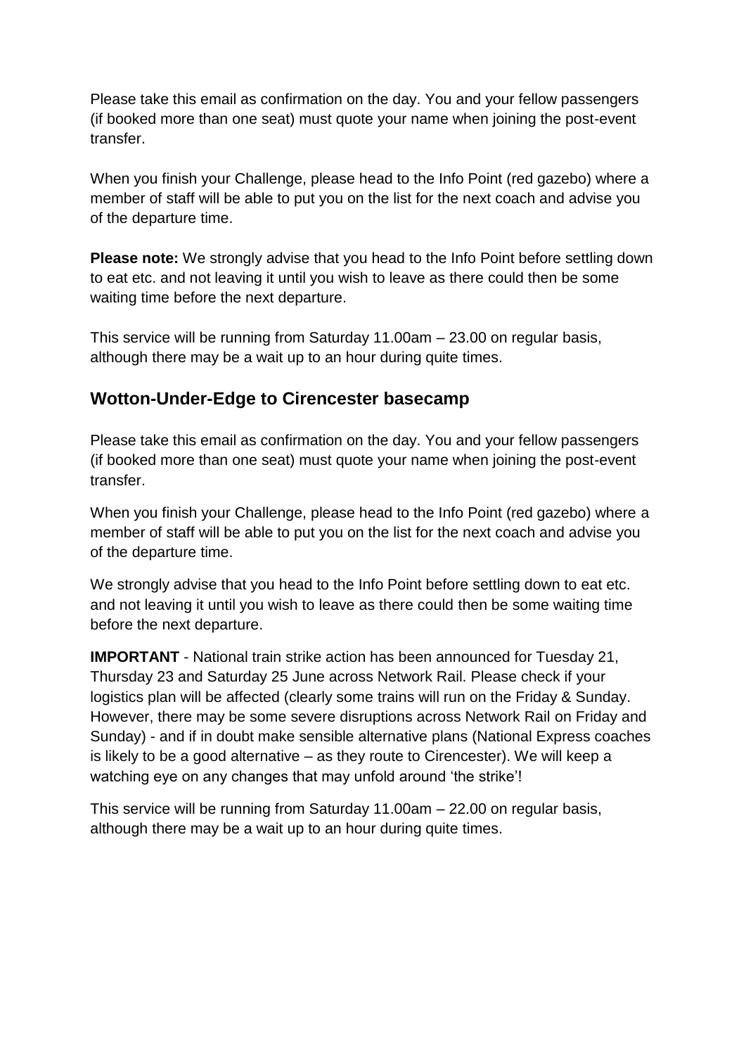Please take this email as confirmation on the day. You and your fellow passengers (if booked more than one seat) must quote your name when joining the post-event transfer.

When you finish your Challenge, please head to the Info Point (red gazebo) where a member of staff will be able to put you on the list for the next coach and advise you of the departure time.

**Please note:** We strongly advise that you head to the Info Point before settling down to eat etc. and not leaving it until you wish to leave as there could then be some waiting time before the next departure.

This service will be running from Saturday 11.00am – 23.00 on regular basis, although there may be a wait up to an hour during quite times.

## Wotton-Under-Edge to Cirencester basecamp

Please take this email as confirmation on the day. You and your fellow passengers (if booked more than one seat) must quote your name when joining the post-event transfer.

When you finish your Challenge, please head to the Info Point (red gazebo) where a member of staff will be able to put you on the list for the next coach and advise you of the departure time.

We strongly advise that you head to the Info Point before settling down to eat etc. and not leaving it until you wish to leave as there could then be some waiting time before the next departure.

**IMPORTANT** - National train strike action has been announced for Tuesday 21, Thursday 23 and Saturday 25 June across Network Rail. Please check if your logistics plan will be affected (clearly some trains will run on the Friday & Sunday. However, there may be some severe disruptions across Network Rail on Friday and Sunday) - and if in doubt make sensible alternative plans (National Express coaches is likely to be a good alternative – as they route to Cirencester). We will keep a watching eye on any changes that may unfold around 'the strike'!

This service will be running from Saturday 11.00am – 22.00 on regular basis, although there may be a wait up to an hour during quite times.